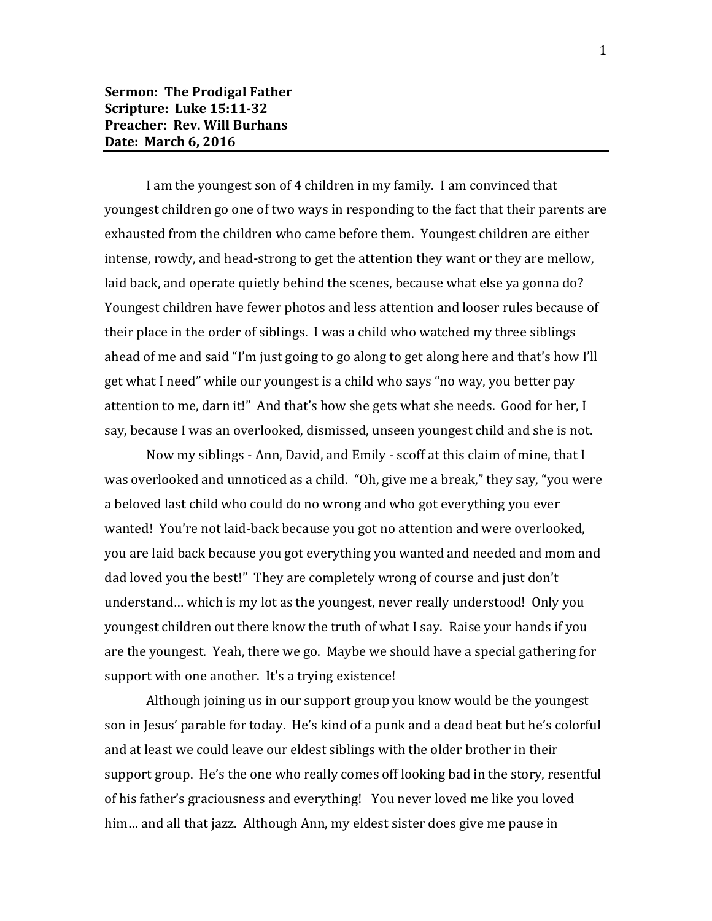**Sermon: The Prodigal Father**
**Scripture: Luke 15:11-32**
**Preacher: Rev. Will Burhans**
**Date: March 6, 2016**

---

I am the youngest son of 4 children in my family. I am convinced that youngest children go one of two ways in responding to the fact that their parents are exhausted from the children who came before them. Youngest children are either intense, rowdy, and head-strong to get the attention they want or they are mellow, laid back, and operate quietly behind the scenes, because what else ya gonna do? Youngest children have fewer photos and less attention and looser rules because of their place in the order of siblings. I was a child who watched my three siblings ahead of me and said "I'm just going to go along to get along here and that's how I'll get what I need" while our youngest is a child who says "no way, you better pay attention to me, darn it!" And that's how she gets what she needs. Good for her, I say, because I was an overlooked, dismissed, unseen youngest child and she is not.

Now my siblings - Ann, David, and Emily - scoff at this claim of mine, that I was overlooked and unnoticed as a child. "Oh, give me a break," they say, "you were a beloved last child who could do no wrong and who got everything you ever wanted! You're not laid-back because you got no attention and were overlooked, you are laid back because you got everything you wanted and needed and mom and dad loved you the best!" They are completely wrong of course and just don't understand… which is my lot as the youngest, never really understood! Only you youngest children out there know the truth of what I say. Raise your hands if you are the youngest. Yeah, there we go. Maybe we should have a special gathering for support with one another. It's a trying existence!

Although joining us in our support group you know would be the youngest son in Jesus' parable for today. He's kind of a punk and a dead beat but he's colorful and at least we could leave our eldest siblings with the older brother in their support group. He's the one who really comes off looking bad in the story, resentful of his father's graciousness and everything! You never loved me like you loved him… and all that jazz. Although Ann, my eldest sister does give me pause in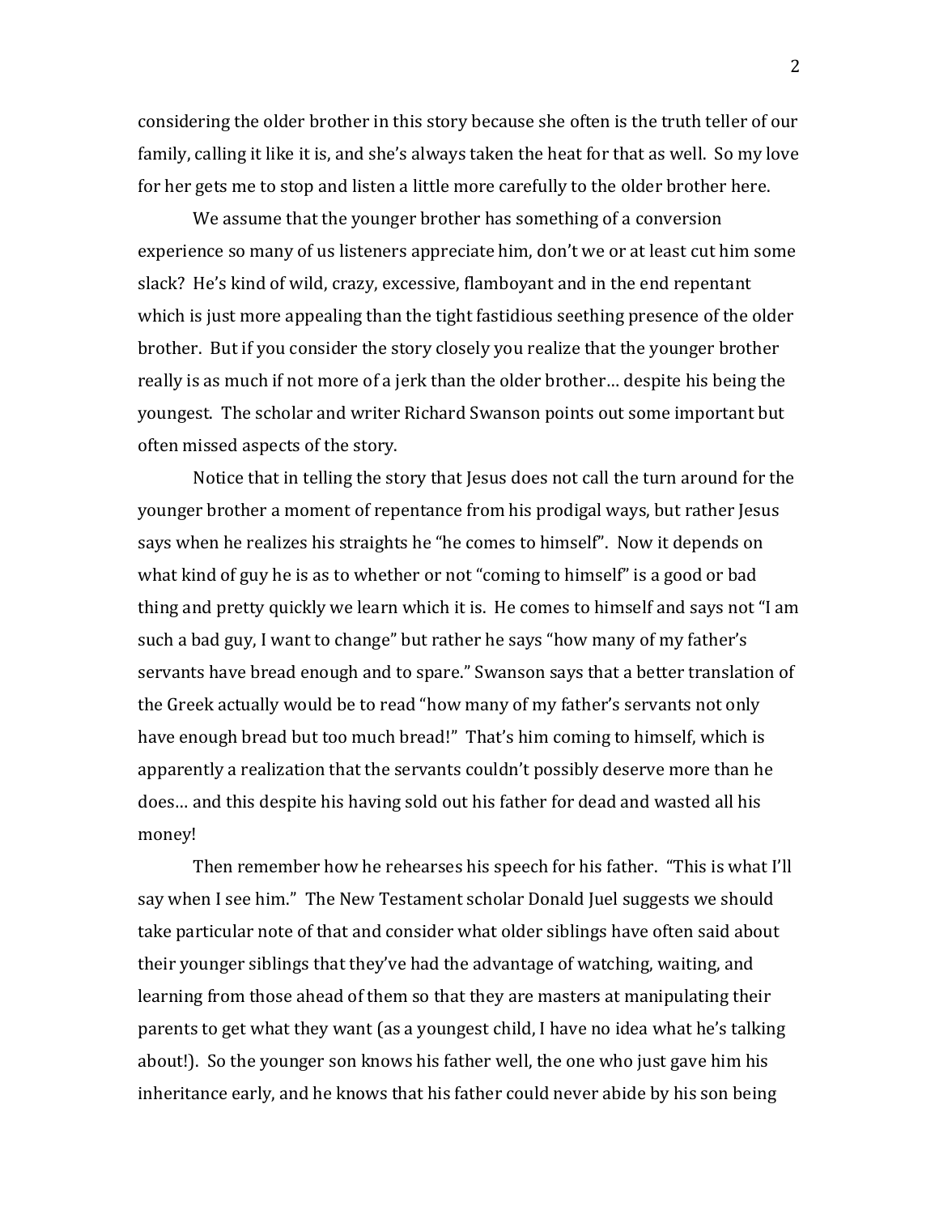considering the older brother in this story because she often is the truth teller of our family, calling it like it is, and she's always taken the heat for that as well. So my love for her gets me to stop and listen a little more carefully to the older brother here.

We assume that the younger brother has something of a conversion experience so many of us listeners appreciate him, don't we or at least cut him some slack? He's kind of wild, crazy, excessive, flamboyant and in the end repentant which is just more appealing than the tight fastidious seething presence of the older brother. But if you consider the story closely you realize that the younger brother really is as much if not more of a jerk than the older brother… despite his being the youngest. The scholar and writer Richard Swanson points out some important but often missed aspects of the story.

Notice that in telling the story that Jesus does not call the turn around for the younger brother a moment of repentance from his prodigal ways, but rather Jesus says when he realizes his straights he "he comes to himself". Now it depends on what kind of guy he is as to whether or not "coming to himself" is a good or bad thing and pretty quickly we learn which it is. He comes to himself and says not "I am such a bad guy, I want to change" but rather he says "how many of my father's servants have bread enough and to spare." Swanson says that a better translation of the Greek actually would be to read "how many of my father's servants not only have enough bread but too much bread!" That's him coming to himself, which is apparently a realization that the servants couldn't possibly deserve more than he does… and this despite his having sold out his father for dead and wasted all his money!

Then remember how he rehearses his speech for his father. "This is what I'll say when I see him." The New Testament scholar Donald Juel suggests we should take particular note of that and consider what older siblings have often said about their younger siblings that they've had the advantage of watching, waiting, and learning from those ahead of them so that they are masters at manipulating their parents to get what they want (as a youngest child, I have no idea what he's talking about!). So the younger son knows his father well, the one who just gave him his inheritance early, and he knows that his father could never abide by his son being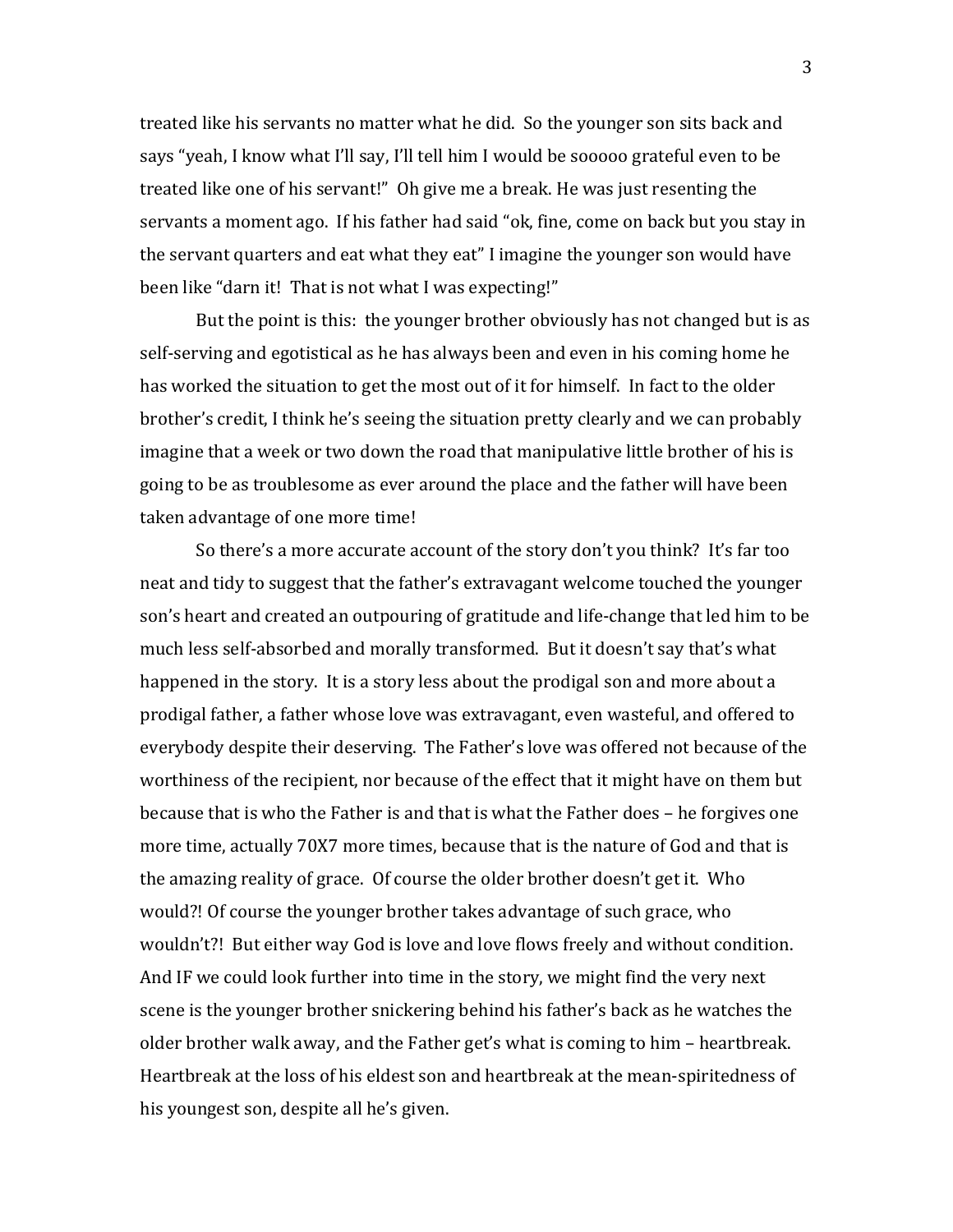treated like his servants no matter what he did. So the younger son sits back and says "yeah, I know what I'll say, I'll tell him I would be sooooo grateful even to be treated like one of his servant!" Oh give me a break. He was just resenting the servants a moment ago. If his father had said "ok, fine, come on back but you stay in the servant quarters and eat what they eat" I imagine the younger son would have been like "darn it! That is not what I was expecting!"

But the point is this: the younger brother obviously has not changed but is as self-serving and egotistical as he has always been and even in his coming home he has worked the situation to get the most out of it for himself. In fact to the older brother's credit, I think he's seeing the situation pretty clearly and we can probably imagine that a week or two down the road that manipulative little brother of his is going to be as troublesome as ever around the place and the father will have been taken advantage of one more time!

So there's a more accurate account of the story don't you think? It's far too neat and tidy to suggest that the father's extravagant welcome touched the younger son's heart and created an outpouring of gratitude and life-change that led him to be much less self-absorbed and morally transformed. But it doesn't say that's what happened in the story. It is a story less about the prodigal son and more about a prodigal father, a father whose love was extravagant, even wasteful, and offered to everybody despite their deserving. The Father's love was offered not because of the worthiness of the recipient, nor because of the effect that it might have on them but because that is who the Father is and that is what the Father does – he forgives one more time, actually 70X7 more times, because that is the nature of God and that is the amazing reality of grace. Of course the older brother doesn't get it. Who would?! Of course the younger brother takes advantage of such grace, who wouldn't?! But either way God is love and love flows freely and without condition. And IF we could look further into time in the story, we might find the very next scene is the younger brother snickering behind his father's back as he watches the older brother walk away, and the Father get's what is coming to him – heartbreak. Heartbreak at the loss of his eldest son and heartbreak at the mean-spiritedness of his youngest son, despite all he's given.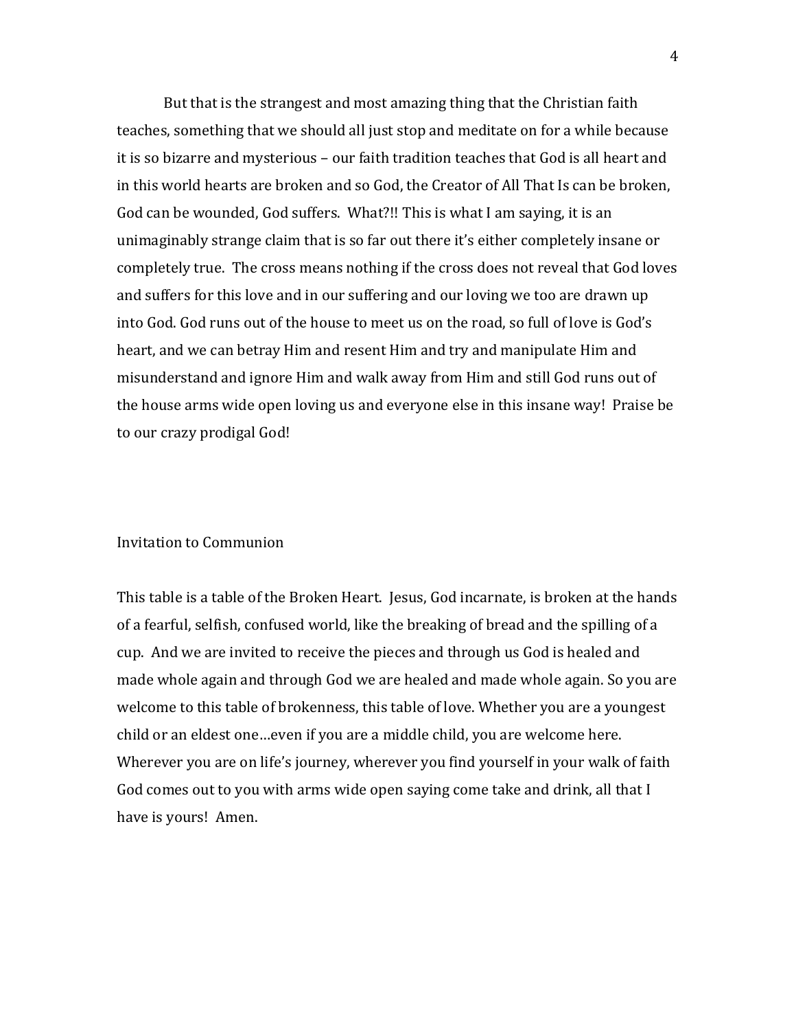But that is the strangest and most amazing thing that the Christian faith teaches, something that we should all just stop and meditate on for a while because it is so bizarre and mysterious – our faith tradition teaches that God is all heart and in this world hearts are broken and so God, the Creator of All That Is can be broken, God can be wounded, God suffers. What?!! This is what I am saying, it is an unimaginably strange claim that is so far out there it's either completely insane or completely true. The cross means nothing if the cross does not reveal that God loves and suffers for this love and in our suffering and our loving we too are drawn up into God. God runs out of the house to meet us on the road, so full of love is God's heart, and we can betray Him and resent Him and try and manipulate Him and misunderstand and ignore Him and walk away from Him and still God runs out of the house arms wide open loving us and everyone else in this insane way! Praise be to our crazy prodigal God!

## Invitation to Communion

This table is a table of the Broken Heart. Jesus, God incarnate, is broken at the hands of a fearful, selfish, confused world, like the breaking of bread and the spilling of a cup. And we are invited to receive the pieces and through us God is healed and made whole again and through God we are healed and made whole again. So you are welcome to this table of brokenness, this table of love. Whether you are a youngest child or an eldest one…even if you are a middle child, you are welcome here. Wherever you are on life's journey, wherever you find yourself in your walk of faith God comes out to you with arms wide open saying come take and drink, all that I have is yours! Amen.